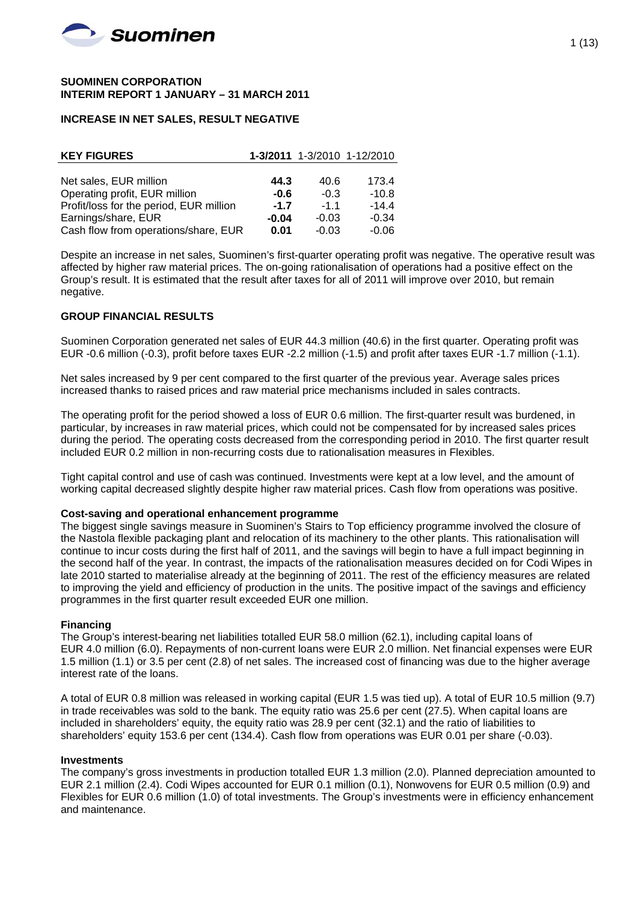# SUOMINEN CORPORATION
# INTERIM REPORT 1 JANUARY – 31 MARCH 2011

## INCREASE IN NET SALES, RESULT NEGATIVE

| KEY FIGURES | 1-3/2011 | 1-3/2010 | 1-12/2010 |
|---|---|---|---|
| Net sales, EUR million | **44.3** | 40.6 | 173.4 |
| Operating profit, EUR million | **-0.6** | -0.3 | -10.8 |
| Profit/loss for the period, EUR million | **-1.7** | -1.1 | -14.4 |
| Earnings/share, EUR | **-0.04** | -0.03 | -0.34 |
| Cash flow from operations/share, EUR | **0.01** | -0.03 | -0.06 |

Despite an increase in net sales, Suominen's first-quarter operating profit was negative. The operative result was affected by higher raw material prices. The on-going rationalisation of operations had a positive effect on the Group's result. It is estimated that the result after taxes for all of 2011 will improve over 2010, but remain negative.

## GROUP FINANCIAL RESULTS

Suominen Corporation generated net sales of EUR 44.3 million (40.6) in the first quarter. Operating profit was EUR -0.6 million (-0.3), profit before taxes EUR -2.2 million (-1.5) and profit after taxes EUR -1.7 million (-1.1).

Net sales increased by 9 per cent compared to the first quarter of the previous year. Average sales prices increased thanks to raised prices and raw material price mechanisms included in sales contracts.

The operating profit for the period showed a loss of EUR 0.6 million. The first-quarter result was burdened, in particular, by increases in raw material prices, which could not be compensated for by increased sales prices during the period. The operating costs decreased from the corresponding period in 2010. The first quarter result included EUR 0.2 million in non-recurring costs due to rationalisation measures in Flexibles.

Tight capital control and use of cash was continued. Investments were kept at a low level, and the amount of working capital decreased slightly despite higher raw material prices. Cash flow from operations was positive.

### Cost-saving and operational enhancement programme

The biggest single savings measure in Suominen's Stairs to Top efficiency programme involved the closure of the Nastola flexible packaging plant and relocation of its machinery to the other plants. This rationalisation will continue to incur costs during the first half of 2011, and the savings will begin to have a full impact beginning in the second half of the year. In contrast, the impacts of the rationalisation measures decided on for Codi Wipes in late 2010 started to materialise already at the beginning of 2011. The rest of the efficiency measures are related to improving the yield and efficiency of production in the units. The positive impact of the savings and efficiency programmes in the first quarter result exceeded EUR one million.

### Financing

The Group's interest-bearing net liabilities totalled EUR 58.0 million (62.1), including capital loans of EUR 4.0 million (6.0). Repayments of non-current loans were EUR 2.0 million. Net financial expenses were EUR 1.5 million (1.1) or 3.5 per cent (2.8) of net sales. The increased cost of financing was due to the higher average interest rate of the loans.

A total of EUR 0.8 million was released in working capital (EUR 1.5 was tied up). A total of EUR 10.5 million (9.7) in trade receivables was sold to the bank. The equity ratio was 25.6 per cent (27.5). When capital loans are included in shareholders' equity, the equity ratio was 28.9 per cent (32.1) and the ratio of liabilities to shareholders' equity 153.6 per cent (134.4). Cash flow from operations was EUR 0.01 per share (-0.03).

### Investments

The company's gross investments in production totalled EUR 1.3 million (2.0). Planned depreciation amounted to EUR 2.1 million (2.4). Codi Wipes accounted for EUR 0.1 million (0.1), Nonwovens for EUR 0.5 million (0.9) and Flexibles for EUR 0.6 million (1.0) of total investments. The Group's investments were in efficiency enhancement and maintenance.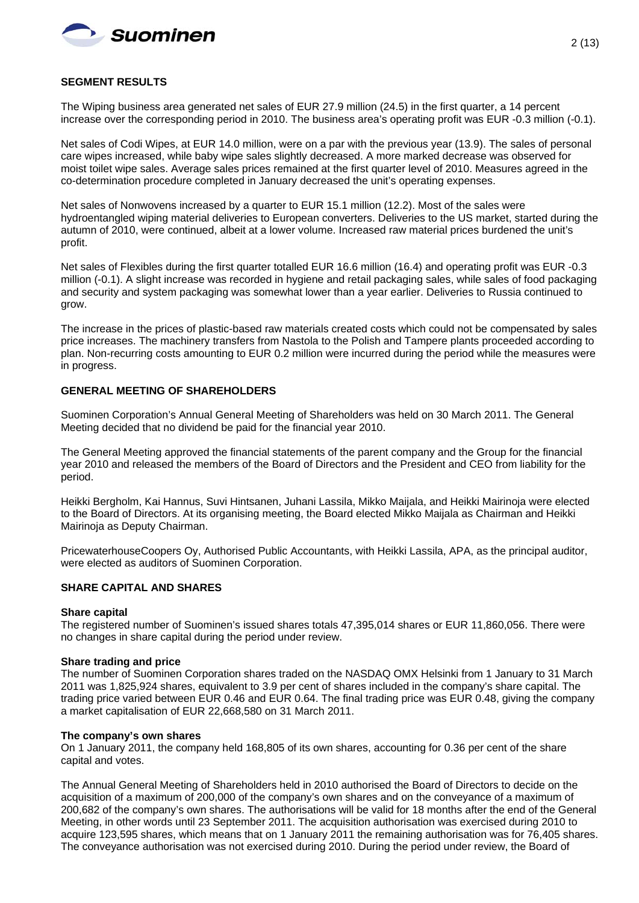## SEGMENT RESULTS

The Wiping business area generated net sales of EUR 27.9 million (24.5) in the first quarter, a 14 percent increase over the corresponding period in 2010. The business area's operating profit was EUR -0.3 million (-0.1).

Net sales of Codi Wipes, at EUR 14.0 million, were on a par with the previous year (13.9). The sales of personal care wipes increased, while baby wipe sales slightly decreased. A more marked decrease was observed for moist toilet wipe sales. Average sales prices remained at the first quarter level of 2010. Measures agreed in the co-determination procedure completed in January decreased the unit's operating expenses.

Net sales of Nonwovens increased by a quarter to EUR 15.1 million (12.2). Most of the sales were hydroentangled wiping material deliveries to European converters. Deliveries to the US market, started during the autumn of 2010, were continued, albeit at a lower volume. Increased raw material prices burdened the unit's profit.

Net sales of Flexibles during the first quarter totalled EUR 16.6 million (16.4) and operating profit was EUR -0.3 million (-0.1). A slight increase was recorded in hygiene and retail packaging sales, while sales of food packaging and security and system packaging was somewhat lower than a year earlier. Deliveries to Russia continued to grow.

The increase in the prices of plastic-based raw materials created costs which could not be compensated by sales price increases. The machinery transfers from Nastola to the Polish and Tampere plants proceeded according to plan. Non-recurring costs amounting to EUR 0.2 million were incurred during the period while the measures were in progress.

## GENERAL MEETING OF SHAREHOLDERS

Suominen Corporation's Annual General Meeting of Shareholders was held on 30 March 2011. The General Meeting decided that no dividend be paid for the financial year 2010.

The General Meeting approved the financial statements of the parent company and the Group for the financial year 2010 and released the members of the Board of Directors and the President and CEO from liability for the period.

Heikki Bergholm, Kai Hannus, Suvi Hintsanen, Juhani Lassila, Mikko Maijala, and Heikki Mairinoja were elected to the Board of Directors. At its organising meeting, the Board elected Mikko Maijala as Chairman and Heikki Mairinoja as Deputy Chairman.

PricewaterhouseCoopers Oy, Authorised Public Accountants, with Heikki Lassila, APA, as the principal auditor, were elected as auditors of Suominen Corporation.

## SHARE CAPITAL AND SHARES

### Share capital

The registered number of Suominen's issued shares totals 47,395,014 shares or EUR 11,860,056. There were no changes in share capital during the period under review.

### Share trading and price

The number of Suominen Corporation shares traded on the NASDAQ OMX Helsinki from 1 January to 31 March 2011 was 1,825,924 shares, equivalent to 3.9 per cent of shares included in the company's share capital. The trading price varied between EUR 0.46 and EUR 0.64. The final trading price was EUR 0.48, giving the company a market capitalisation of EUR 22,668,580 on 31 March 2011.

### The company's own shares

On 1 January 2011, the company held 168,805 of its own shares, accounting for 0.36 per cent of the share capital and votes.

The Annual General Meeting of Shareholders held in 2010 authorised the Board of Directors to decide on the acquisition of a maximum of 200,000 of the company's own shares and on the conveyance of a maximum of 200,682 of the company's own shares. The authorisations will be valid for 18 months after the end of the General Meeting, in other words until 23 September 2011. The acquisition authorisation was exercised during 2010 to acquire 123,595 shares, which means that on 1 January 2011 the remaining authorisation was for 76,405 shares. The conveyance authorisation was not exercised during 2010. During the period under review, the Board of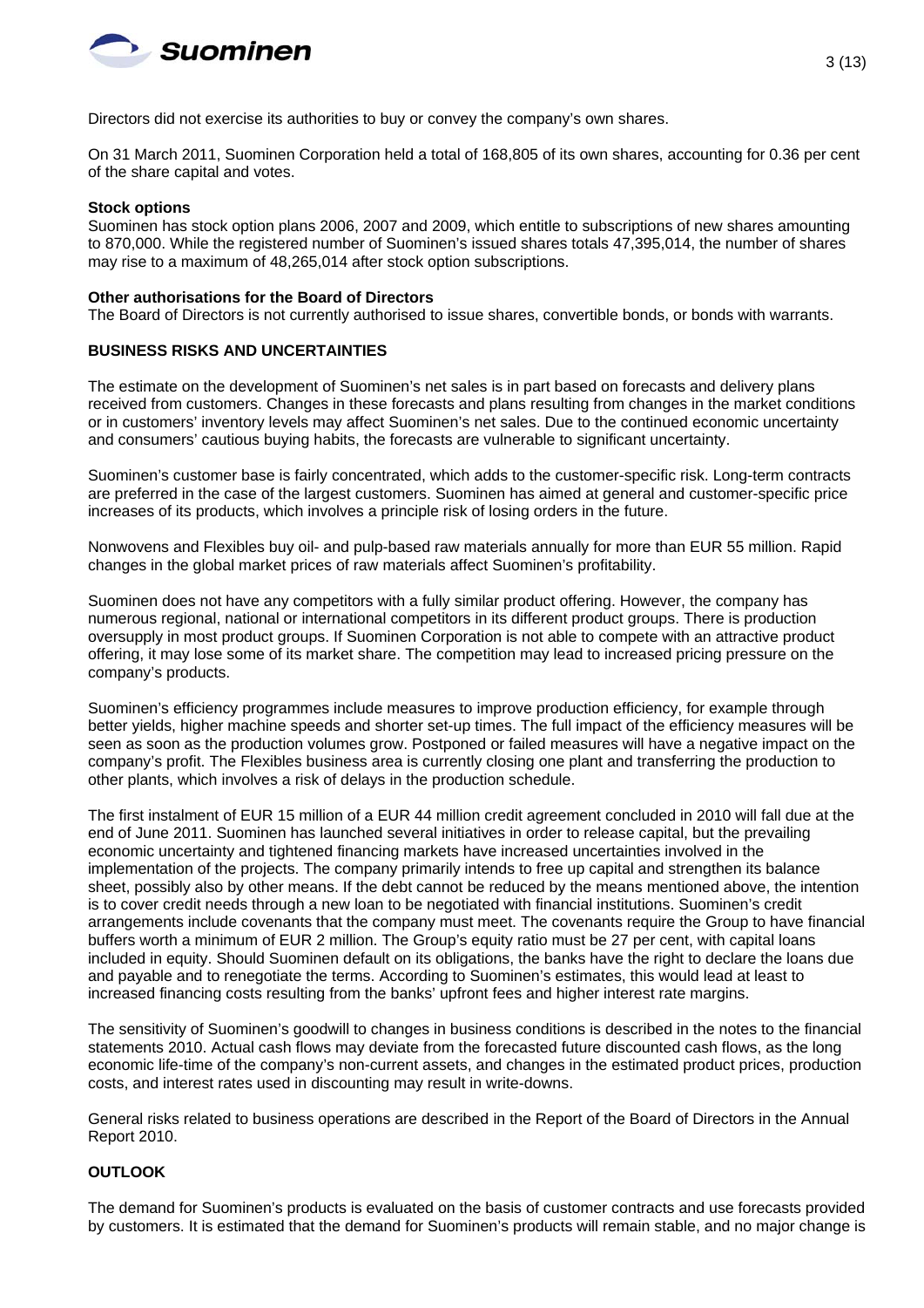Directors did not exercise its authorities to buy or convey the company's own shares.

On 31 March 2011, Suominen Corporation held a total of 168,805 of its own shares, accounting for 0.36 per cent of the share capital and votes.

**Stock options**

Suominen has stock option plans 2006, 2007 and 2009, which entitle to subscriptions of new shares amounting to 870,000. While the registered number of Suominen's issued shares totals 47,395,014, the number of shares may rise to a maximum of 48,265,014 after stock option subscriptions.

**Other authorisations for the Board of Directors**

The Board of Directors is not currently authorised to issue shares, convertible bonds, or bonds with warrants.

**BUSINESS RISKS AND UNCERTAINTIES**

The estimate on the development of Suominen's net sales is in part based on forecasts and delivery plans received from customers. Changes in these forecasts and plans resulting from changes in the market conditions or in customers' inventory levels may affect Suominen's net sales. Due to the continued economic uncertainty and consumers' cautious buying habits, the forecasts are vulnerable to significant uncertainty.

Suominen's customer base is fairly concentrated, which adds to the customer-specific risk. Long-term contracts are preferred in the case of the largest customers. Suominen has aimed at general and customer-specific price increases of its products, which involves a principle risk of losing orders in the future.

Nonwovens and Flexibles buy oil- and pulp-based raw materials annually for more than EUR 55 million. Rapid changes in the global market prices of raw materials affect Suominen's profitability.

Suominen does not have any competitors with a fully similar product offering. However, the company has numerous regional, national or international competitors in its different product groups. There is production oversupply in most product groups. If Suominen Corporation is not able to compete with an attractive product offering, it may lose some of its market share. The competition may lead to increased pricing pressure on the company's products.

Suominen's efficiency programmes include measures to improve production efficiency, for example through better yields, higher machine speeds and shorter set-up times. The full impact of the efficiency measures will be seen as soon as the production volumes grow. Postponed or failed measures will have a negative impact on the company's profit. The Flexibles business area is currently closing one plant and transferring the production to other plants, which involves a risk of delays in the production schedule.

The first instalment of EUR 15 million of a EUR 44 million credit agreement concluded in 2010 will fall due at the end of June 2011. Suominen has launched several initiatives in order to release capital, but the prevailing economic uncertainty and tightened financing markets have increased uncertainties involved in the implementation of the projects. The company primarily intends to free up capital and strengthen its balance sheet, possibly also by other means. If the debt cannot be reduced by the means mentioned above, the intention is to cover credit needs through a new loan to be negotiated with financial institutions. Suominen's credit arrangements include covenants that the company must meet. The covenants require the Group to have financial buffers worth a minimum of EUR 2 million. The Group's equity ratio must be 27 per cent, with capital loans included in equity. Should Suominen default on its obligations, the banks have the right to declare the loans due and payable and to renegotiate the terms. According to Suominen's estimates, this would lead at least to increased financing costs resulting from the banks' upfront fees and higher interest rate margins.

The sensitivity of Suominen's goodwill to changes in business conditions is described in the notes to the financial statements 2010. Actual cash flows may deviate from the forecasted future discounted cash flows, as the long economic life-time of the company's non-current assets, and changes in the estimated product prices, production costs, and interest rates used in discounting may result in write-downs.

General risks related to business operations are described in the Report of the Board of Directors in the Annual Report 2010.

**OUTLOOK**

The demand for Suominen's products is evaluated on the basis of customer contracts and use forecasts provided by customers. It is estimated that the demand for Suominen's products will remain stable, and no major change is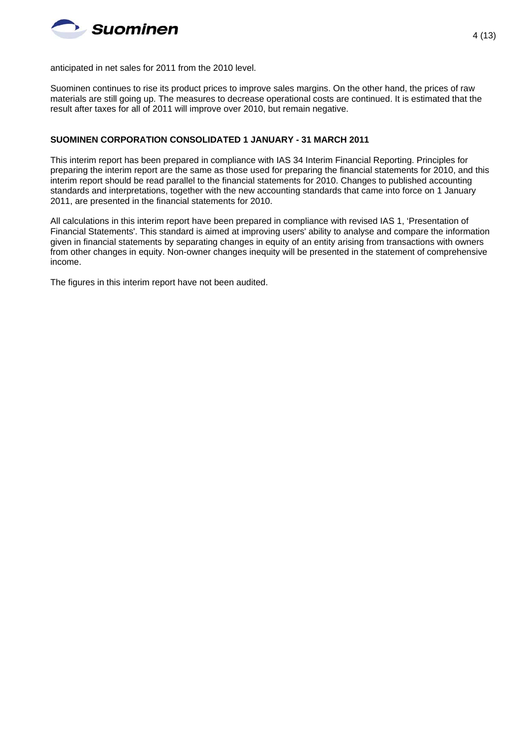anticipated in net sales for 2011 from the 2010 level.

Suominen continues to rise its product prices to improve sales margins. On the other hand, the prices of raw materials are still going up. The measures to decrease operational costs are continued. It is estimated that the result after taxes for all of 2011 will improve over 2010, but remain negative.

**SUOMINEN CORPORATION CONSOLIDATED 1 JANUARY - 31 MARCH 2011**

This interim report has been prepared in compliance with IAS 34 Interim Financial Reporting. Principles for preparing the interim report are the same as those used for preparing the financial statements for 2010, and this interim report should be read parallel to the financial statements for 2010. Changes to published accounting standards and interpretations, together with the new accounting standards that came into force on 1 January 2011, are presented in the financial statements for 2010.

All calculations in this interim report have been prepared in compliance with revised IAS 1, 'Presentation of Financial Statements'. This standard is aimed at improving users' ability to analyse and compare the information given in financial statements by separating changes in equity of an entity arising from transactions with owners from other changes in equity. Non-owner changes inequity will be presented in the statement of comprehensive income.

The figures in this interim report have not been audited.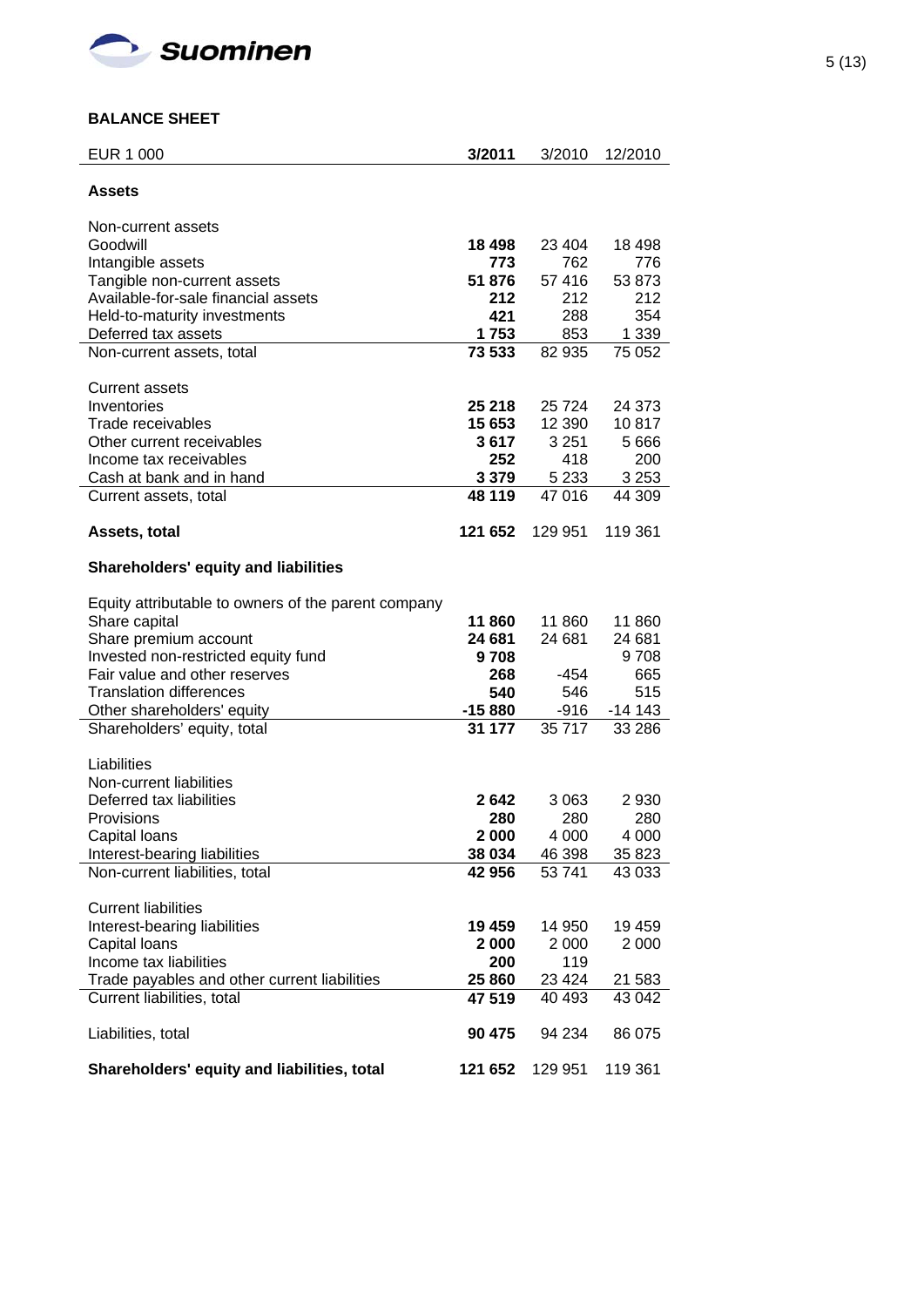## BALANCE SHEET

| EUR 1 000 | **3/2011** | 3/2010 | 12/2010 |
|---|---|---|---|
| **Assets** | | | |
| Non-current assets | | | |
| Goodwill | **18 498** | 23 404 | 18 498 |
| Intangible assets | **773** | 762 | 776 |
| Tangible non-current assets | **51 876** | 57 416 | 53 873 |
| Available-for-sale financial assets | **212** | 212 | 212 |
| Held-to-maturity investments | **421** | 288 | 354 |
| Deferred tax assets | **1 753** | 853 | 1 339 |
| Non-current assets, total | **73 533** | 82 935 | 75 052 |
| Current assets | | | |
| Inventories | **25 218** | 25 724 | 24 373 |
| Trade receivables | **15 653** | 12 390 | 10 817 |
| Other current receivables | **3 617** | 3 251 | 5 666 |
| Income tax receivables | **252** | 418 | 200 |
| Cash at bank and in hand | **3 379** | 5 233 | 3 253 |
| Current assets, total | **48 119** | 47 016 | 44 309 |
| **Assets, total** | **121 652** | 129 951 | 119 361 |
| **Shareholders' equity and liabilities** | | | |
| Equity attributable to owners of the parent company | | | |
| Share capital | **11 860** | 11 860 | 11 860 |
| Share premium account | **24 681** | 24 681 | 24 681 |
| Invested non-restricted equity fund | **9 708** | | 9 708 |
| Fair value and other reserves | **268** | -454 | 665 |
| Translation differences | **540** | 546 | 515 |
| Other shareholders' equity | **-15 880** | -916 | -14 143 |
| Shareholders' equity, total | **31 177** | 35 717 | 33 286 |
| Liabilities | | | |
| Non-current liabilities | | | |
| Deferred tax liabilities | **2 642** | 3 063 | 2 930 |
| Provisions | **280** | 280 | 280 |
| Capital loans | **2 000** | 4 000 | 4 000 |
| Interest-bearing liabilities | **38 034** | 46 398 | 35 823 |
| Non-current liabilities, total | **42 956** | 53 741 | 43 033 |
| Current liabilities | | | |
| Interest-bearing liabilities | **19 459** | 14 950 | 19 459 |
| Capital loans | **2 000** | 2 000 | 2 000 |
| Income tax liabilities | **200** | 119 | |
| Trade payables and other current liabilities | **25 860** | 23 424 | 21 583 |
| Current liabilities, total | **47 519** | 40 493 | 43 042 |
| Liabilities, total | **90 475** | 94 234 | 86 075 |
| **Shareholders' equity and liabilities, total** | **121 652** | 129 951 | 119 361 |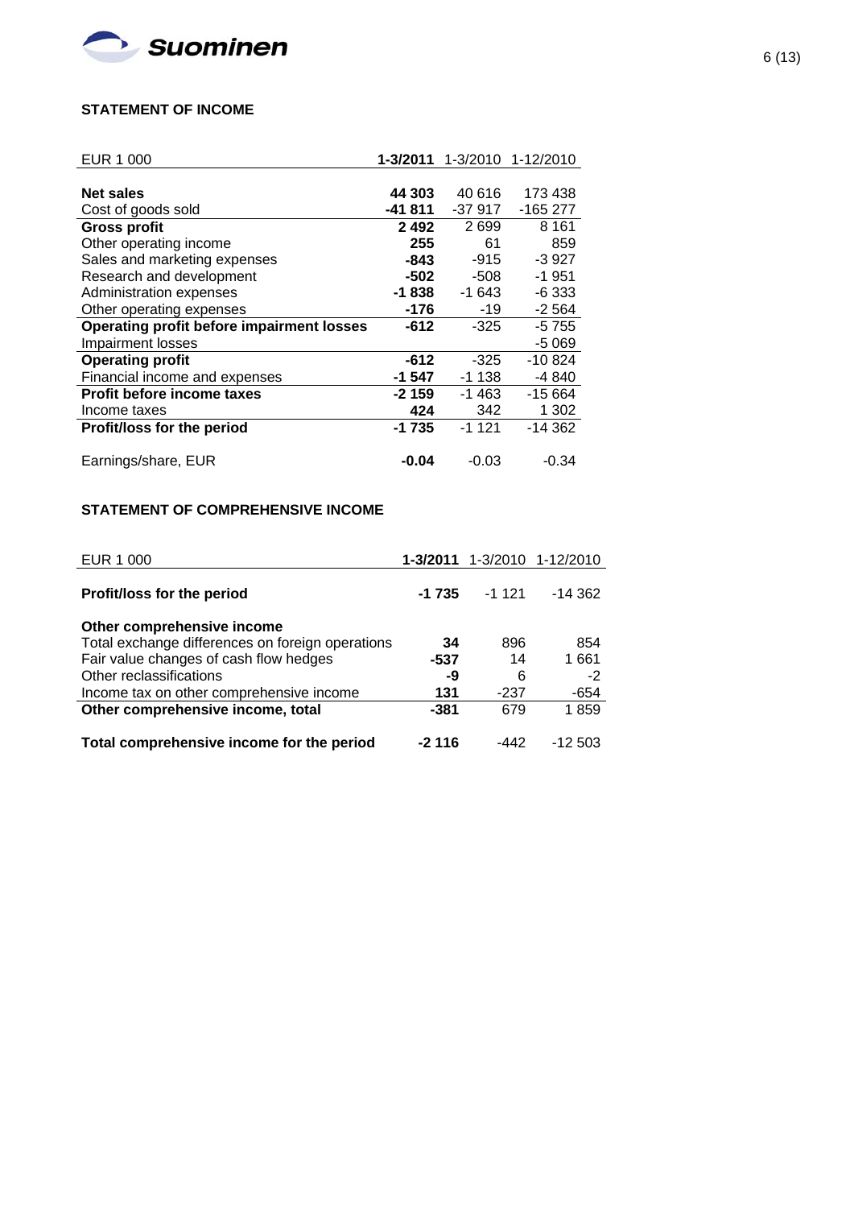## STATEMENT OF INCOME

| EUR 1 000 | **1-3/2011** | 1-3/2010 | 1-12/2010 |
|---|---|---|---|
| **Net sales** | **44 303** | 40 616 | 173 438 |
| Cost of goods sold | **-41 811** | -37 917 | -165 277 |
| **Gross profit** | **2 492** | 2 699 | 8 161 |
| Other operating income | **255** | 61 | 859 |
| Sales and marketing expenses | **-843** | -915 | -3 927 |
| Research and development | **-502** | -508 | -1 951 |
| Administration expenses | **-1 838** | -1 643 | -6 333 |
| Other operating expenses | **-176** | -19 | -2 564 |
| **Operating profit before impairment losses** | **-612** | -325 | -5 755 |
| Impairment losses | | | -5 069 |
| **Operating profit** | **-612** | -325 | -10 824 |
| Financial income and expenses | **-1 547** | -1 138 | -4 840 |
| **Profit before income taxes** | **-2 159** | -1 463 | -15 664 |
| Income taxes | **424** | 342 | 1 302 |
| **Profit/loss for the period** | **-1 735** | -1 121 | -14 362 |
| Earnings/share, EUR | **-0.04** | -0.03 | -0.34 |

## STATEMENT OF COMPREHENSIVE INCOME

| EUR 1 000 | **1-3/2011** | 1-3/2010 | 1-12/2010 |
|---|---|---|---|
| **Profit/loss for the period** | **-1 735** | -1 121 | -14 362 |
| **Other comprehensive income** | | | |
| Total exchange differences on foreign operations | **34** | 896 | 854 |
| Fair value changes of cash flow hedges | **-537** | 14 | 1 661 |
| Other reclassifications | **-9** | 6 | -2 |
| Income tax on other comprehensive income | **131** | -237 | -654 |
| **Other comprehensive income, total** | **-381** | 679 | 1 859 |
| **Total comprehensive income for the period** | **-2 116** | -442 | -12 503 |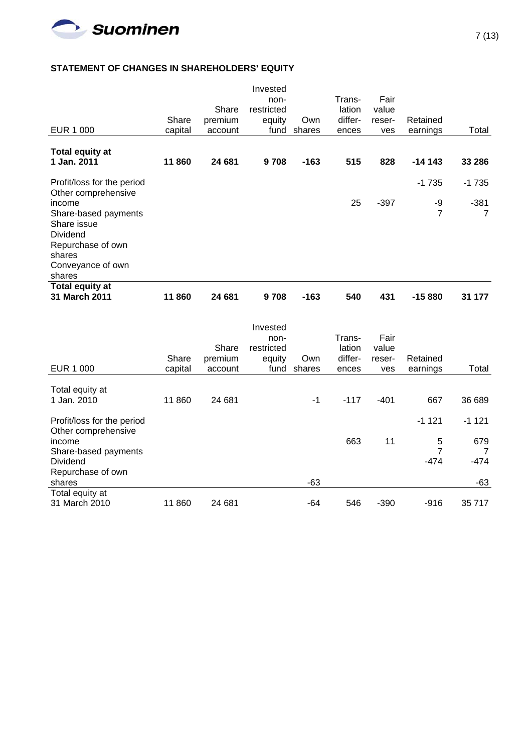## STATEMENT OF CHANGES IN SHAREHOLDERS' EQUITY

| EUR 1 000 | Share capital | Share premium account | Invested non-restricted equity fund | Own shares | Trans-lation differ-ences | Fair value reser-ves | Retained earnings | Total |
|---|---|---|---|---|---|---|---|---|
| **Total equity at 1 Jan. 2011** | **11 860** | **24 681** | **9 708** | **-163** | **515** | **828** | **-14 143** | **33 286** |
| Profit/loss for the period | | | | | | | -1 735 | -1 735 |
| Other comprehensive income | | | | | 25 | -397 | -9 | -381 |
| Share-based payments | | | | | | | 7 | 7 |
| Share issue | | | | | | | | |
| Dividend | | | | | | | | |
| Repurchase of own shares | | | | | | | | |
| Conveyance of own shares | | | | | | | | |
| **Total equity at 31 March 2011** | **11 860** | **24 681** | **9 708** | **-163** | **540** | **431** | **-15 880** | **31 177** |

| EUR 1 000 | Share capital | Share premium account | Invested non-restricted equity fund | Own shares | Trans-lation differ-ences | Fair value reser-ves | Retained earnings | Total |
|---|---|---|---|---|---|---|---|---|
| Total equity at 1 Jan. 2010 | 11 860 | 24 681 | | -1 | -117 | -401 | 667 | 36 689 |
| Profit/loss for the period | | | | | | | -1 121 | -1 121 |
| Other comprehensive income | | | | | 663 | 11 | 5 | 679 |
| Share-based payments | | | | | | | 7 | 7 |
| Dividend | | | | | | | -474 | -474 |
| Repurchase of own shares | | | | -63 | | | | -63 |
| Total equity at 31 March 2010 | 11 860 | 24 681 | | -64 | 546 | -390 | -916 | 35 717 |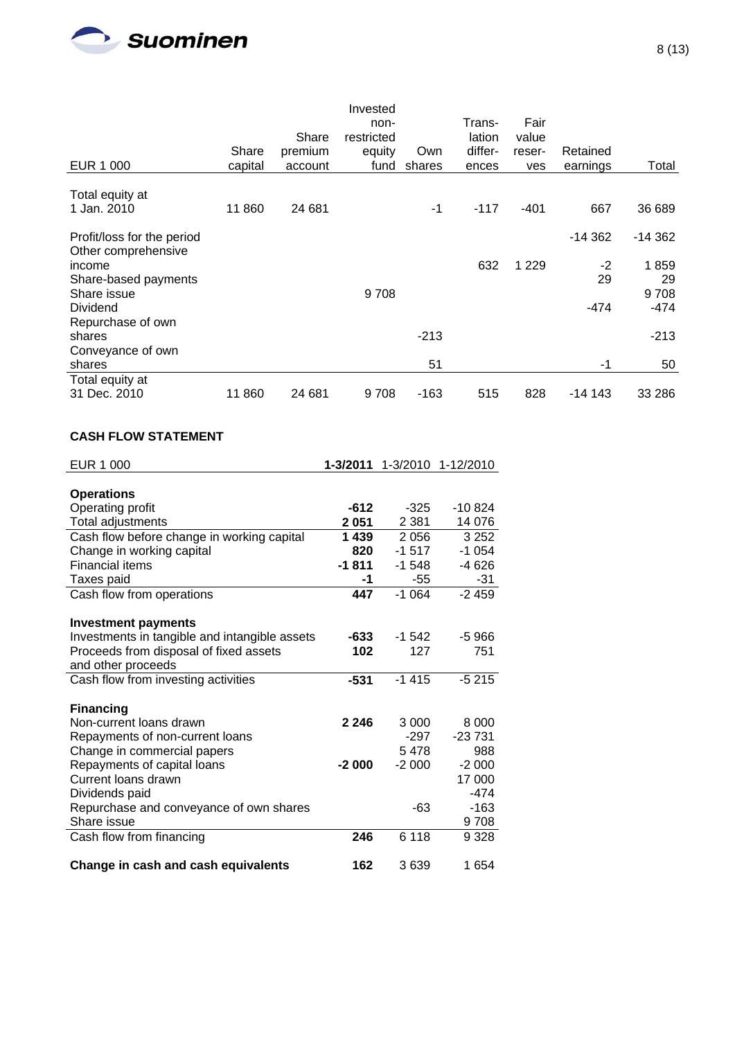| EUR 1 000 | Share capital | Share premium account | Invested non-restricted equity fund | Own shares | Trans-lation differ-ences | Fair value reser-ves | Retained earnings | Total |
|---|---|---|---|---|---|---|---|---|
| Total equity at 1 Jan. 2010 | 11 860 | 24 681 | | -1 | -117 | -401 | 667 | 36 689 |
| Profit/loss for the period | | | | | | | -14 362 | -14 362 |
| Other comprehensive income | | | | | 632 | 1 229 | -2 | 1 859 |
| Share-based payments | | | | | | | 29 | 29 |
| Share issue | | | 9 708 | | | | | 9 708 |
| Dividend | | | | | | | -474 | -474 |
| Repurchase of own shares | | | | -213 | | | | -213 |
| Conveyance of own shares | | | | 51 | | | -1 | 50 |
| Total equity at 31 Dec. 2010 | 11 860 | 24 681 | 9 708 | -163 | 515 | 828 | -14 143 | 33 286 |

## CASH FLOW STATEMENT

| EUR 1 000 | **1-3/2011** | 1-3/2010 | 1-12/2010 |
|---|---|---|---|
| **Operations** | | | |
| Operating profit | **-612** | -325 | -10 824 |
| Total adjustments | **2 051** | 2 381 | 14 076 |
| Cash flow before change in working capital | **1 439** | 2 056 | 3 252 |
| Change in working capital | **820** | -1 517 | -1 054 |
| Financial items | **-1 811** | -1 548 | -4 626 |
| Taxes paid | **-1** | -55 | -31 |
| Cash flow from operations | **447** | -1 064 | -2 459 |
| **Investment payments** | | | |
| Investments in tangible and intangible assets | **-633** | -1 542 | -5 966 |
| Proceeds from disposal of fixed assets and other proceeds | **102** | 127 | 751 |
| Cash flow from investing activities | **-531** | -1 415 | -5 215 |
| **Financing** | | | |
| Non-current loans drawn | **2 246** | 3 000 | 8 000 |
| Repayments of non-current loans | | -297 | -23 731 |
| Change in commercial papers | | 5 478 | 988 |
| Repayments of capital loans | **-2 000** | -2 000 | -2 000 |
| Current loans drawn | | | 17 000 |
| Dividends paid | | | -474 |
| Repurchase and conveyance of own shares | | -63 | -163 |
| Share issue | | | 9 708 |
| Cash flow from financing | **246** | 6 118 | 9 328 |
| **Change in cash and cash equivalents** | **162** | 3 639 | 1 654 |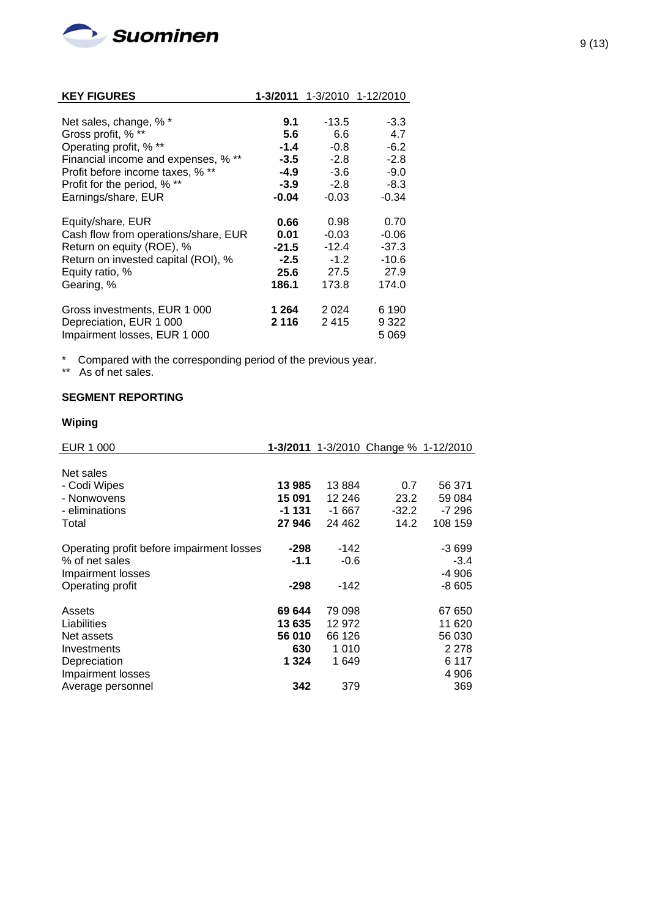| KEY FIGURES | 1-3/2011 | 1-3/2010 | 1-12/2010 |
|---|---|---|---|
| Net sales, change, % * | **9.1** | -13.5 | -3.3 |
| Gross profit, % ** | **5.6** | 6.6 | 4.7 |
| Operating profit, % ** | **-1.4** | -0.8 | -6.2 |
| Financial income and expenses, % ** | **-3.5** | -2.8 | -2.8 |
| Profit before income taxes, % ** | **-4.9** | -3.6 | -9.0 |
| Profit for the period, % ** | **-3.9** | -2.8 | -8.3 |
| Earnings/share, EUR | **-0.04** | -0.03 | -0.34 |
| | | | |
| Equity/share, EUR | **0.66** | 0.98 | 0.70 |
| Cash flow from operations/share, EUR | **0.01** | -0.03 | -0.06 |
| Return on equity (ROE), % | **-21.5** | -12.4 | -37.3 |
| Return on invested capital (ROI), % | **-2.5** | -1.2 | -10.6 |
| Equity ratio, % | **25.6** | 27.5 | 27.9 |
| Gearing, % | **186.1** | 173.8 | 174.0 |
| | | | |
| Gross investments, EUR 1 000 | **1 264** | 2 024 | 6 190 |
| Depreciation, EUR 1 000 | **2 116** | 2 415 | 9 322 |
| Impairment losses, EUR 1 000 | | | 5 069 |

\* Compared with the corresponding period of the previous year.
\*\* As of net sales.

## SEGMENT REPORTING

### Wiping

| EUR 1 000 | 1-3/2011 | 1-3/2010 | Change % | 1-12/2010 |
|---|---|---|---|---|
| Net sales | | | | |
| - Codi Wipes | **13 985** | 13 884 | 0.7 | 56 371 |
| - Nonwovens | **15 091** | 12 246 | 23.2 | 59 084 |
| - eliminations | **-1 131** | -1 667 | -32.2 | -7 296 |
| Total | **27 946** | 24 462 | 14.2 | 108 159 |
| | | | | |
| Operating profit before impairment losses | **-298** | -142 | | -3 699 |
| % of net sales | **-1.1** | -0.6 | | -3.4 |
| Impairment losses | | | | -4 906 |
| Operating profit | **-298** | -142 | | -8 605 |
| | | | | |
| Assets | **69 644** | 79 098 | | 67 650 |
| Liabilities | **13 635** | 12 972 | | 11 620 |
| Net assets | **56 010** | 66 126 | | 56 030 |
| Investments | **630** | 1 010 | | 2 278 |
| Depreciation | **1 324** | 1 649 | | 6 117 |
| Impairment losses | | | | 4 906 |
| Average personnel | **342** | 379 | | 369 |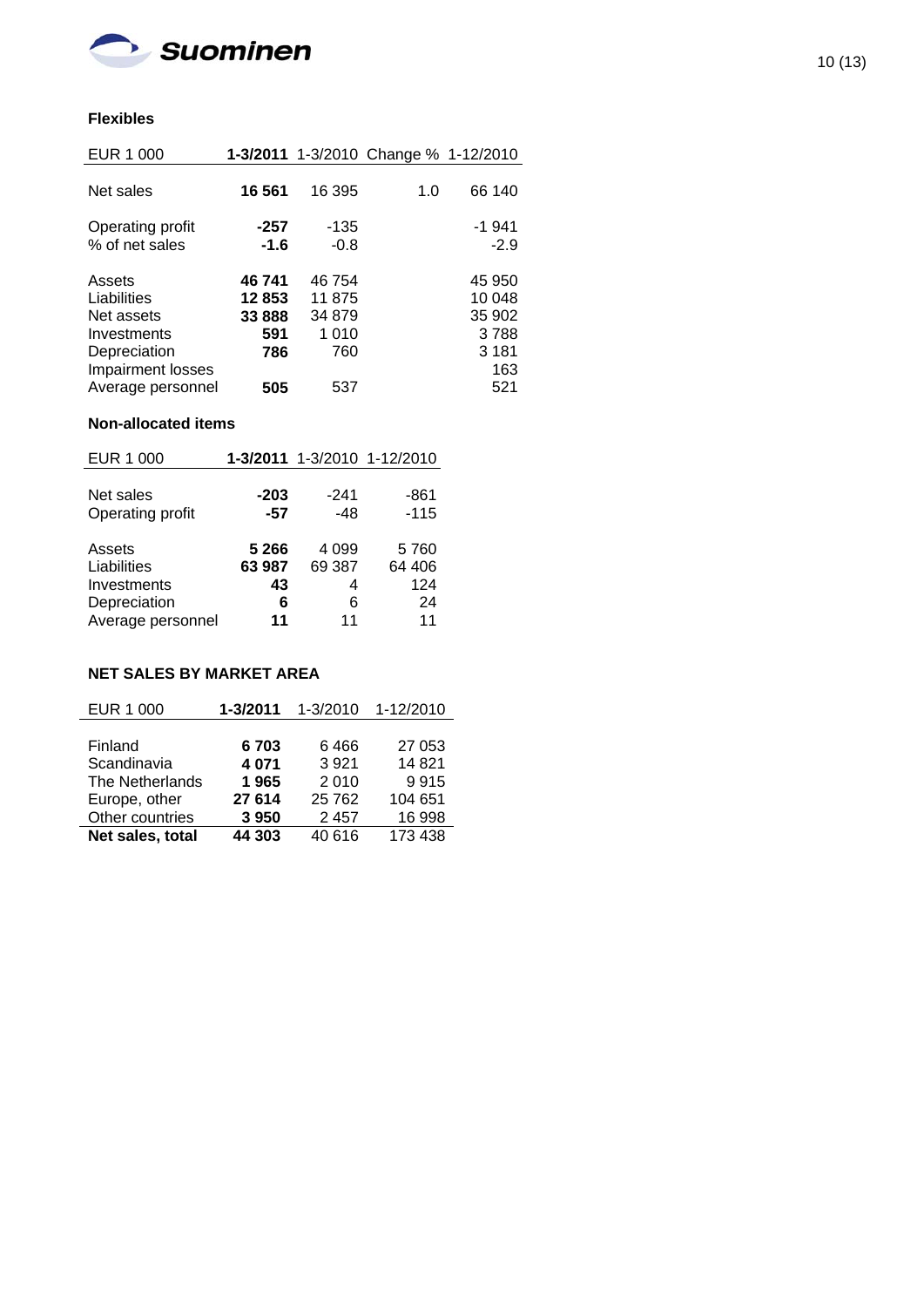### Flexibles

| EUR 1 000 | **1-3/2011** | 1-3/2010 | Change % | 1-12/2010 |
|---|---|---|---|---|
| Net sales | **16 561** | 16 395 | 1.0 | 66 140 |
| Operating profit | **-257** | -135 | | -1 941 |
| % of net sales | **-1.6** | -0.8 | | -2.9 |
| Assets | **46 741** | 46 754 | | 45 950 |
| Liabilities | **12 853** | 11 875 | | 10 048 |
| Net assets | **33 888** | 34 879 | | 35 902 |
| Investments | **591** | 1 010 | | 3 788 |
| Depreciation | **786** | 760 | | 3 181 |
| Impairment losses | | | | 163 |
| Average personnel | **505** | 537 | | 521 |

### Non-allocated items

| EUR 1 000 | **1-3/2011** | 1-3/2010 | 1-12/2010 |
|---|---|---|---|
| Net sales | **-203** | -241 | -861 |
| Operating profit | **-57** | -48 | -115 |
| Assets | **5 266** | 4 099 | 5 760 |
| Liabilities | **63 987** | 69 387 | 64 406 |
| Investments | **43** | 4 | 124 |
| Depreciation | **6** | 6 | 24 |
| Average personnel | **11** | 11 | 11 |

### NET SALES BY MARKET AREA

| EUR 1 000 | **1-3/2011** | 1-3/2010 | 1-12/2010 |
|---|---|---|---|
| Finland | **6 703** | 6 466 | 27 053 |
| Scandinavia | **4 071** | 3 921 | 14 821 |
| The Netherlands | **1 965** | 2 010 | 9 915 |
| Europe, other | **27 614** | 25 762 | 104 651 |
| Other countries | **3 950** | 2 457 | 16 998 |
| **Net sales, total** | **44 303** | 40 616 | 173 438 |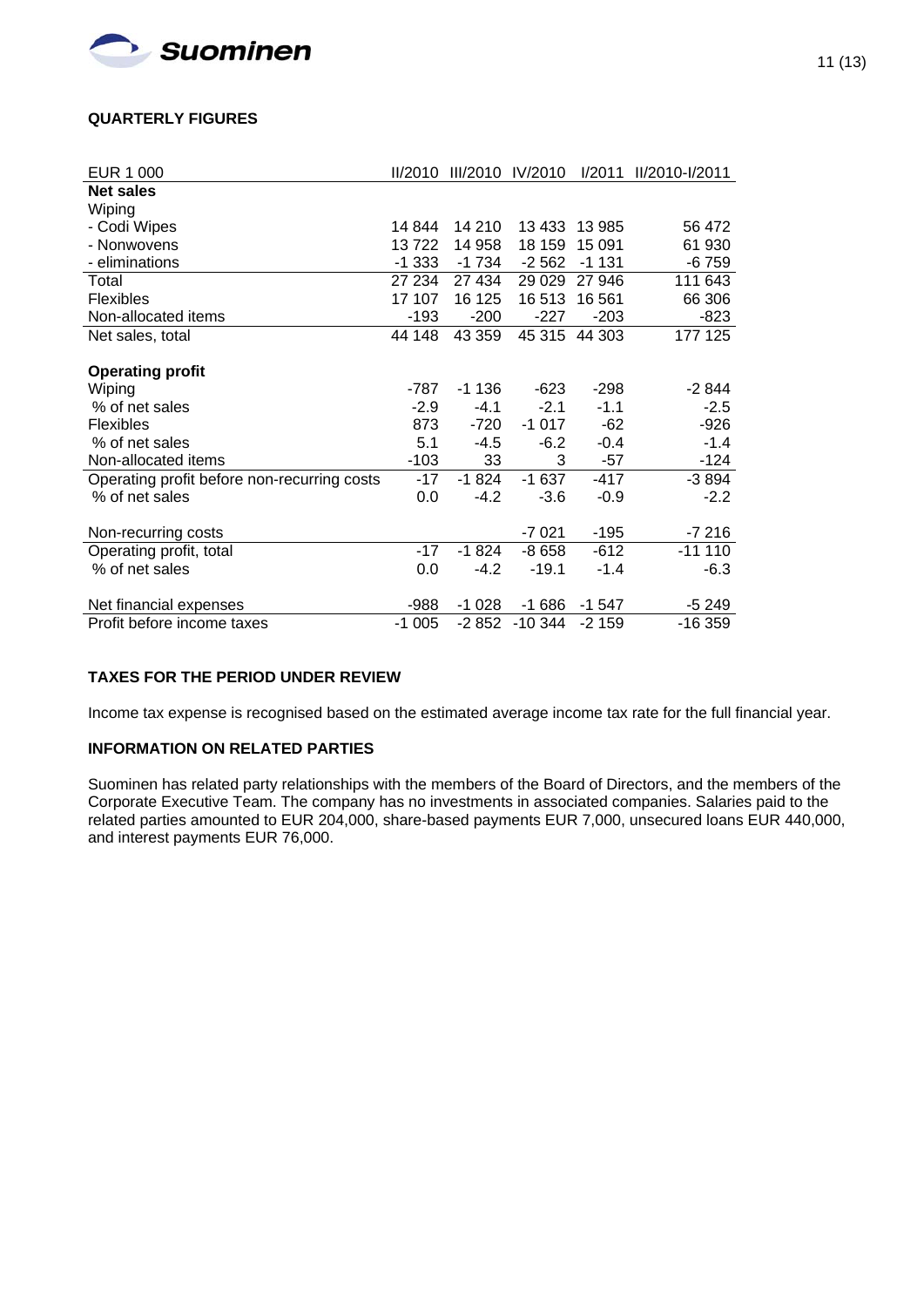## QUARTERLY FIGURES

| EUR 1 000 | II/2010 | III/2010 | IV/2010 | I/2011 | II/2010-I/2011 |
|---|---|---|---|---|---|
| **Net sales** | | | | | |
| Wiping | | | | | |
| - Codi Wipes | 14 844 | 14 210 | 13 433 | 13 985 | 56 472 |
| - Nonwovens | 13 722 | 14 958 | 18 159 | 15 091 | 61 930 |
| - eliminations | -1 333 | -1 734 | -2 562 | -1 131 | -6 759 |
| Total | 27 234 | 27 434 | 29 029 | 27 946 | 111 643 |
| Flexibles | 17 107 | 16 125 | 16 513 | 16 561 | 66 306 |
| Non-allocated items | -193 | -200 | -227 | -203 | -823 |
| Net sales, total | 44 148 | 43 359 | 45 315 | 44 303 | 177 125 |
| | | | | | |
| **Operating profit** | | | | | |
| Wiping | -787 | -1 136 | -623 | -298 | -2 844 |
| % of net sales | -2.9 | -4.1 | -2.1 | -1.1 | -2.5 |
| Flexibles | 873 | -720 | -1 017 | -62 | -926 |
| % of net sales | 5.1 | -4.5 | -6.2 | -0.4 | -1.4 |
| Non-allocated items | -103 | 33 | 3 | -57 | -124 |
| Operating profit before non-recurring costs | -17 | -1 824 | -1 637 | -417 | -3 894 |
| % of net sales | 0.0 | -4.2 | -3.6 | -0.9 | -2.2 |
| | | | | | |
| Non-recurring costs | | | -7 021 | -195 | -7 216 |
| Operating profit, total | -17 | -1 824 | -8 658 | -612 | -11 110 |
| % of net sales | 0.0 | -4.2 | -19.1 | -1.4 | -6.3 |
| | | | | | |
| Net financial expenses | -988 | -1 028 | -1 686 | -1 547 | -5 249 |
| Profit before income taxes | -1 005 | -2 852 | -10 344 | -2 159 | -16 359 |

## TAXES FOR THE PERIOD UNDER REVIEW

Income tax expense is recognised based on the estimated average income tax rate for the full financial year.

## INFORMATION ON RELATED PARTIES

Suominen has related party relationships with the members of the Board of Directors, and the members of the Corporate Executive Team. The company has no investments in associated companies. Salaries paid to the related parties amounted to EUR 204,000, share-based payments EUR 7,000, unsecured loans EUR 440,000, and interest payments EUR 76,000.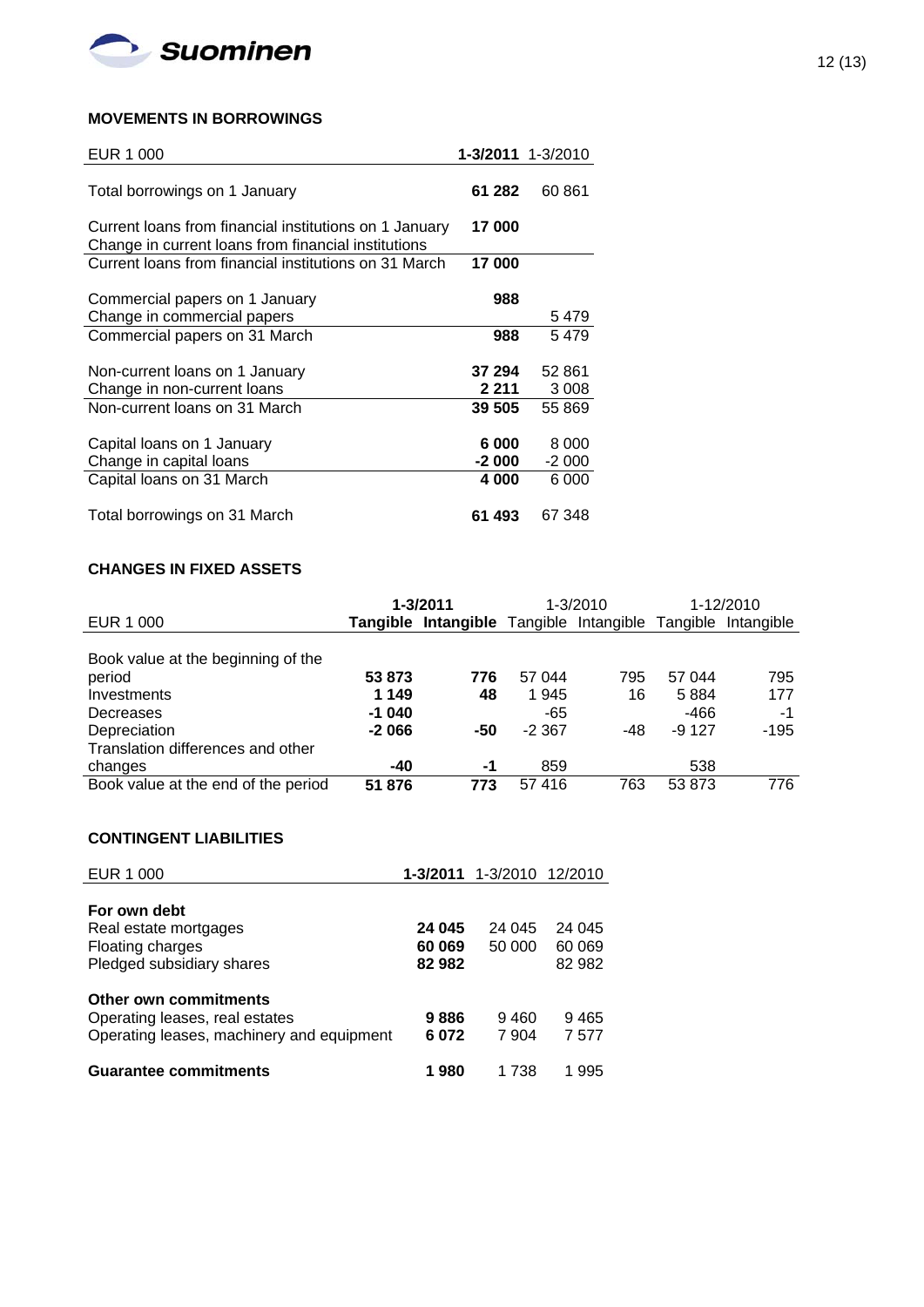## MOVEMENTS IN BORROWINGS

| EUR 1 000 | **1-3/2011** | 1-3/2010 |
|---|---|---|
| Total borrowings on 1 January | **61 282** | 60 861 |
| Current loans from financial institutions on 1 January | **17 000** | |
| Change in current loans from financial institutions | | |
| Current loans from financial institutions on 31 March | **17 000** | |
| Commercial papers on 1 January | **988** | |
| Change in commercial papers | | 5 479 |
| Commercial papers on 31 March | **988** | 5 479 |
| Non-current loans on 1 January | **37 294** | 52 861 |
| Change in non-current loans | **2 211** | 3 008 |
| Non-current loans on 31 March | **39 505** | 55 869 |
| Capital loans on 1 January | **6 000** | 8 000 |
| Change in capital loans | **-2 000** | -2 000 |
| Capital loans on 31 March | **4 000** | 6 000 |
| Total borrowings on 31 March | **61 493** | 67 348 |

## CHANGES IN FIXED ASSETS

| | **1-3/2011** | | 1-3/2010 | | 1-12/2010 | |
|---|---|---|---|---|---|---|
| EUR 1 000 | **Tangible** | **Intangible** | Tangible | Intangible | Tangible | Intangible |
| Book value at the beginning of the period | **53 873** | **776** | 57 044 | 795 | 57 044 | 795 |
| Investments | **1 149** | **48** | 1 945 | 16 | 5 884 | 177 |
| Decreases | **-1 040** | | -65 | | -466 | -1 |
| Depreciation | **-2 066** | **-50** | -2 367 | -48 | -9 127 | -195 |
| Translation differences and other changes | **-40** | **-1** | 859 | | 538 | |
| Book value at the end of the period | **51 876** | **773** | 57 416 | 763 | 53 873 | 776 |

## CONTINGENT LIABILITIES

| EUR 1 000 | **1-3/2011** | 1-3/2010 | 12/2010 |
|---|---|---|---|
| **For own debt** | | | |
| Real estate mortgages | **24 045** | 24 045 | 24 045 |
| Floating charges | **60 069** | 50 000 | 60 069 |
| Pledged subsidiary shares | **82 982** | | 82 982 |
| **Other own commitments** | | | |
| Operating leases, real estates | **9 886** | 9 460 | 9 465 |
| Operating leases, machinery and equipment | **6 072** | 7 904 | 7 577 |
| **Guarantee commitments** | **1 980** | 1 738 | 1 995 |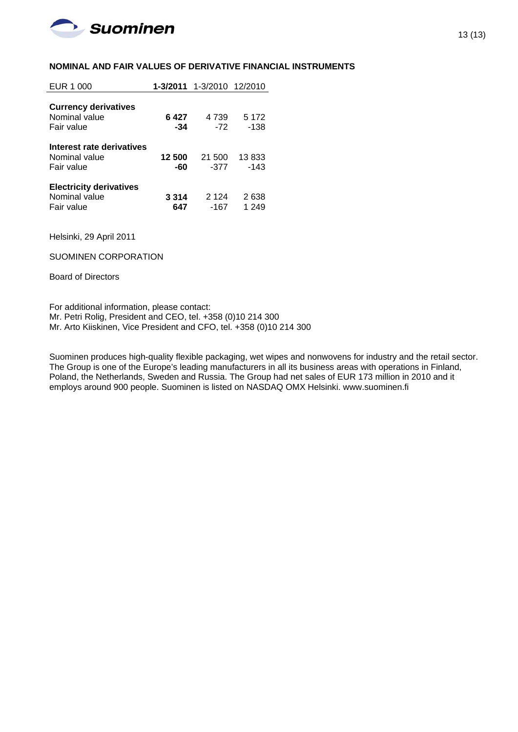## NOMINAL AND FAIR VALUES OF DERIVATIVE FINANCIAL INSTRUMENTS

| EUR 1 000 | **1-3/2011** | 1-3/2010 | 12/2010 |
|---|---|---|---|
| **Currency derivatives** | | | |
| Nominal value | **6 427** | 4 739 | 5 172 |
| Fair value | **-34** | -72 | -138 |
| **Interest rate derivatives** | | | |
| Nominal value | **12 500** | 21 500 | 13 833 |
| Fair value | **-60** | -377 | -143 |
| **Electricity derivatives** | | | |
| Nominal value | **3 314** | 2 124 | 2 638 |
| Fair value | **647** | -167 | 1 249 |

Helsinki, 29 April 2011

SUOMINEN CORPORATION

Board of Directors

For additional information, please contact:
Mr. Petri Rolig, President and CEO, tel. +358 (0)10 214 300
Mr. Arto Kiiskinen, Vice President and CFO, tel. +358 (0)10 214 300

Suominen produces high-quality flexible packaging, wet wipes and nonwovens for industry and the retail sector. The Group is one of the Europe's leading manufacturers in all its business areas with operations in Finland, Poland, the Netherlands, Sweden and Russia. The Group had net sales of EUR 173 million in 2010 and it employs around 900 people. Suominen is listed on NASDAQ OMX Helsinki. www.suominen.fi